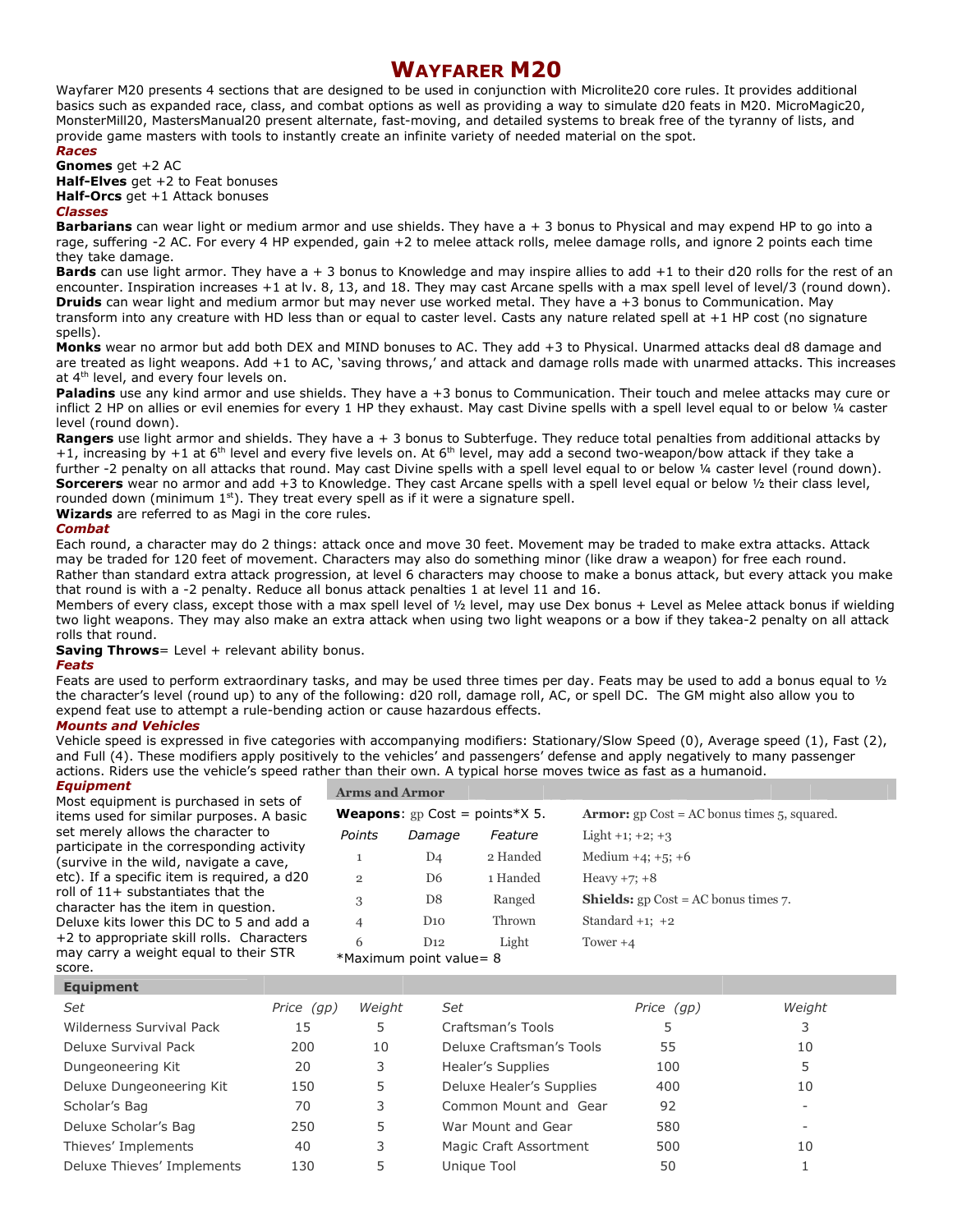# Wayfarer M20

Wayfarer M20 presents 4 sections that are designed to be used in conjunction with Microlite20 core rules. It provides additional basics such as expanded race, class, and combat options as well as providing a way to simulate d20 feats in M20. MicroMagic20, MonsterMill20, MastersManual20 present alternate, fast-moving, and detailed systems to break free of the tyranny of lists, and provide game masters with tools to instantly create an infinite variety of needed material on the spot.

## *Races*

**Gnomes** get +2 AC

**Half-Elves** get +2 to Feat bonuses

**Half-Orcs** get +1 Attack bonuses

## *Classes*

**Barbarians** can wear light or medium armor and use shields. They have a + 3 bonus to Physical and may expend HP to go into a rage, suffering -2 AC. For every 4 HP expended, gain +2 to melee attack rolls, melee damage rolls, and ignore 2 points each time they take damage.

**Bards** can use light armor. They have a + 3 bonus to Knowledge and may inspire allies to add +1 to their d20 rolls for the rest of an encounter. Inspiration increases +1 at lv. 8, 13, and 18. They may cast Arcane spells with a max spell level of level/3 (round down).

**Druids** can wear light and medium armor but may never use worked metal. They have a +3 bonus to Communication. May transform into any creature with HD less than or equal to caster level. Casts any nature related spell at +1 HP cost (no signature spells).

**Monks** wear no armor but add both DEX and MIND bonuses to AC. They add +3 to Physical. Unarmed attacks deal d8 damage and are treated as light weapons. Add +1 to AC, 'saving throws,' and attack and damage rolls made with unarmed attacks. This increases at 4th level, and every four levels on.

**Paladins** use any kind armor and use shields. They have a +3 bonus to Communication. Their touch and melee attacks may cure or inflict 2 HP on allies or evil enemies for every 1 HP they exhaust. May cast Divine spells with a spell level equal to or below ¼ caster level (round down).

**Rangers** use light armor and shields. They have a + 3 bonus to Subterfuge. They reduce total penalties from additional attacks by +1, increasing by +1 at 6th level and every five levels on. At 6th level, may add a second two-weapon/bow attack if they take a further -2 penalty on all attacks that round. May cast Divine spells with a spell level equal to or below ¼ caster level (round down).

**Sorcerers** wear no armor and add +3 to Knowledge. They cast Arcane spells with a spell level equal or below ½ their class level, rounded down (minimum 1st). They treat every spell as if it were a signature spell.

**Wizards** are referred to as Magi in the core rules.

## *Combat*

Each round, a character may do 2 things: attack once and move 30 feet. Movement may be traded to make extra attacks. Attack may be traded for 120 feet of movement. Characters may also do something minor (like draw a weapon) for free each round. Rather than standard extra attack progression, at level 6 characters may choose to make a bonus attack, but every attack you make that round is with a -2 penalty. Reduce all bonus attack penalties 1 at level 11 and 16.

Members of every class, except those with a max spell level of ½ level, may use Dex bonus + Level as Melee attack bonus if wielding two light weapons. They may also make an extra attack when using two light weapons or a bow if they takea-2 penalty on all attack rolls that round.

**Saving Throws**= Level + relevant ability bonus.

## *Feats*

Feats are used to perform extraordinary tasks, and may be used three times per day. Feats may be used to add a bonus equal to ½ the character's level (round up) to any of the following: d20 roll, damage roll, AC, or spell DC. The GM might also allow you to expend feat use to attempt a rule-bending action or cause hazardous effects.

## *Mounts and Vehicles*

Vehicle speed is expressed in five categories with accompanying modifiers: Stationary/Slow Speed (0), Average speed (1), Fast (2), and Full (4). These modifiers apply positively to the vehicles' and passengers' defense and apply negatively to many passenger actions. Riders use the vehicle's speed rather than their own. A typical horse moves twice as fast as a humanoid.

## *Equipment*

Most equipment is purchased in sets of items used for similar purposes. A basic set merely allows the character to participate in the corresponding activity (survive in the wild, navigate a cave, etc). If a specific item is required, a d20 roll of 11+ substantiates that the character has the item in question. Deluxe kits lower this DC to 5 and add a +2 to appropriate skill rolls. Characters may carry a weight equal to their STR score.

**Arms and Armor**

**Weapons**: gp Cost = points*X 5.

| Points | Damage | Feature |
|---|---|---|
| 1 | D4 | 2 Handed |
| 2 | D6 | 1 Handed |
| 3 | D8 | Ranged |
| 4 | D10 | Thrown |
| 6 | D12 | Light |

*Maximum point value= 8

**Armor:** gp Cost = AC bonus times 5, squared.

- Light +1; +2; +3
- Medium +4; +5; +6
- Heavy +7; +8

**Shields:** gp Cost = AC bonus times 7.

- Standard +1; +2
- Tower +4

**Equipment**

| Set | Price (gp) | Weight | Set | Price (gp) | Weight |
|---|---|---|---|---|---|
| Wilderness Survival Pack | 15 | 5 | Craftsman's Tools | 5 | 3 |
| Deluxe Survival Pack | 200 | 10 | Deluxe Craftsman's Tools | 55 | 10 |
| Dungeoneering Kit | 20 | 3 | Healer's Supplies | 100 | 5 |
| Deluxe Dungeoneering Kit | 150 | 5 | Deluxe Healer's Supplies | 400 | 10 |
| Scholar's Bag | 70 | 3 | Common Mount and Gear | 92 | - |
| Deluxe Scholar's Bag | 250 | 5 | War Mount and Gear | 580 | - |
| Thieves' Implements | 40 | 3 | Magic Craft Assortment | 500 | 10 |
| Deluxe Thieves' Implements | 130 | 5 | Unique Tool | 50 | 1 |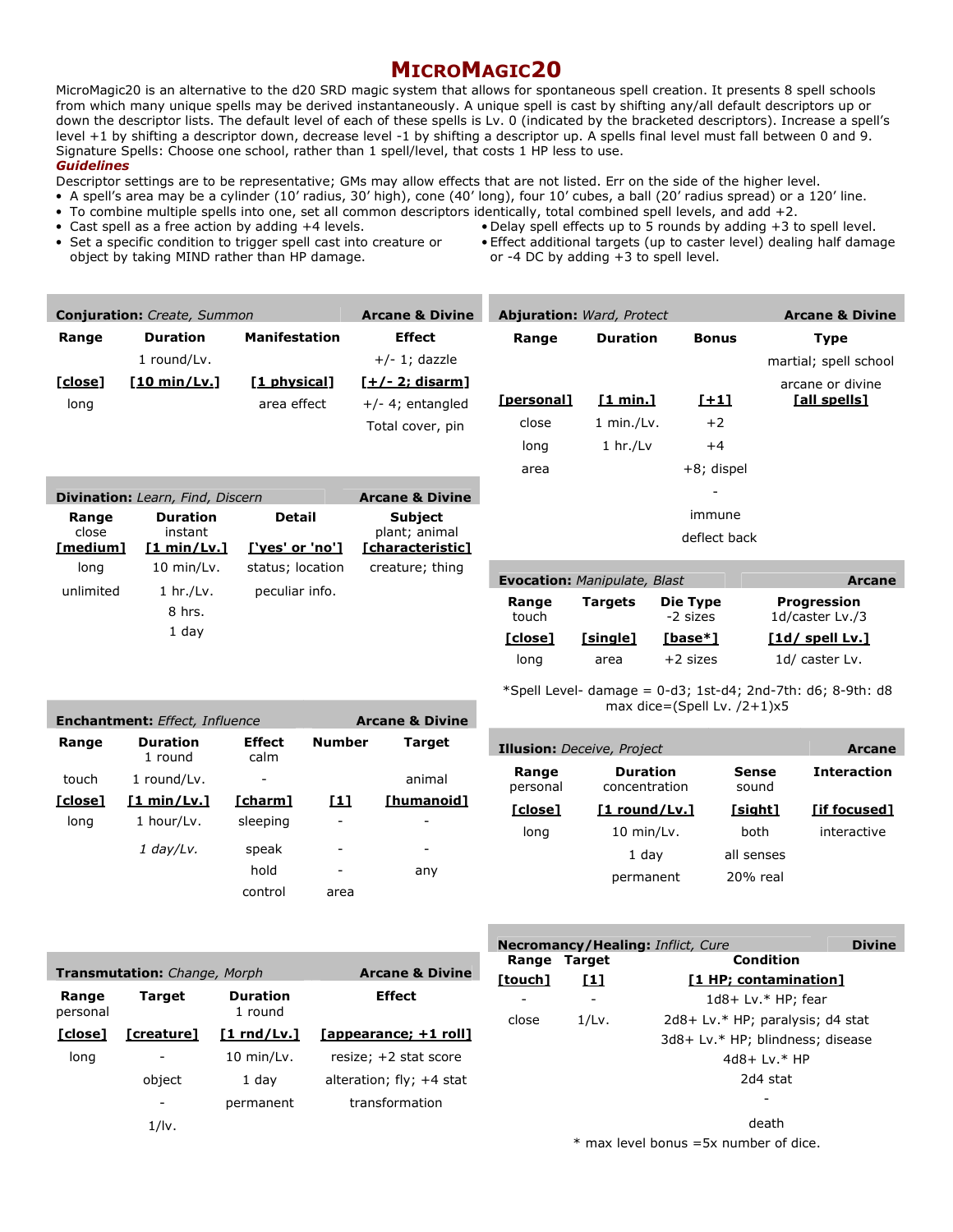# MicroMagic20

MicroMagic20 is an alternative to the d20 SRD magic system that allows for spontaneous spell creation. It presents 8 spell schools from which many unique spells may be derived instantaneously. A unique spell is cast by shifting any/all default descriptors up or down the descriptor lists. The default level of each of these spells is Lv. 0 (indicated by the bracketed descriptors). Increase a spell's level +1 by shifting a descriptor down, decrease level -1 by shifting a descriptor up. A spells final level must fall between 0 and 9. Signature Spells: Choose one school, rather than 1 spell/level, that costs 1 HP less to use.

### *Guidelines*

Descriptor settings are to be representative; GMs may allow effects that are not listed. Err on the side of the higher level.

- A spell's area may be a cylinder (10' radius, 30' high), cone (40' long), four 10' cubes, a ball (20' radius spread) or a 120' line.
- To combine multiple spells into one, set all common descriptors identically, total combined spell levels, and add +2.
- Cast spell as a free action by adding +4 levels.
- Set a specific condition to trigger spell cast into creature or object by taking MIND rather than HP damage.
- Delay spell effects up to 5 rounds by adding +3 to spell level.
- Effect additional targets (up to caster level) dealing half damage or -4 DC by adding +3 to spell level.

**Conjuration:** *Create, Summon* — Arcane & Divine

| Range | Duration | Manifestation | Effect |
|---|---|---|---|
| | 1 round/Lv. | | +/- 1; dazzle |
| [close] | [10 min/Lv.] | [1 physical] | [+/- 2; disarm] |
| long | | area effect | +/- 4; entangled |
| | | | Total cover, pin |

**Divination:** *Learn, Find, Discern* — Arcane & Divine

| Range | Duration | Detail | Subject |
|---|---|---|---|
| close | instant | | plant; animal |
| [medium] | [1 min/Lv.] | ['yes' or 'no'] | [characteristic] |
| long | 10 min/Lv. | status; location | creature; thing |
| unlimited | 1 hr./Lv. | peculiar info. | |
| | 8 hrs. | | |
| | 1 day | | |

**Enchantment:** *Effect, Influence* — Arcane & Divine

| Range | Duration | Effect | Number | Target |
|---|---|---|---|---|
| | 1 round | calm | | |
| touch | 1 round/Lv. | - | | animal |
| [close] | [1 min/Lv.] | [charm] | [1] | [humanoid] |
| long | 1 hour/Lv. | sleeping | - | - |
| | *1 day/Lv.* | speak | - | - |
| | | hold | - | any |
| | | control | area | |

**Transmutation:** *Change, Morph* — Arcane & Divine

| Range | Target | Duration | Effect |
|---|---|---|---|
| personal | | 1 round | |
| [close] | [creature] | [1 rnd/Lv.] | [appearance; +1 roll] |
| long | - | 10 min/Lv. | resize; +2 stat score |
| | object | 1 day | alteration; fly; +4 stat |
| | - | permanent | transformation |
| | 1/lv. | | |

**Abjuration:** *Ward, Protect* — Arcane & Divine

| Range | Duration | Bonus | Type |
|---|---|---|---|
| | | | martial; spell school |
| | | | arcane or divine |
| [personal] | [1 min.] | [+1] | [all spells] |
| close | 1 min./Lv. | +2 | |
| long | 1 hr./Lv | +4 | |
| area | | +8; dispel | |
| | | - | |
| | | immune | |
| | | deflect back | |

**Evocation:** *Manipulate, Blast* — Arcane

| Range | Targets | Die Type | Progression |
|---|---|---|---|
| touch | | -2 sizes | 1d/caster Lv./3 |
| [close] | [single] | [base*] | [1d/ spell Lv.] |
| long | area | +2 sizes | 1d/ caster Lv. |

*Spell Level- damage = 0-d3; 1st-d4; 2nd-7th: d6; 8-9th: d8
max dice=(Spell Lv. /2+1)x5

**Illusion:** *Deceive, Project* — Arcane

| Range | Duration | Sense | Interaction |
|---|---|---|---|
| personal | concentration | sound | |
| [close] | [1 round/Lv.] | [sight] | [if focused] |
| long | 10 min/Lv. | both | interactive |
| | 1 day | all senses | |
| | permanent | 20% real | |

**Necromancy/Healing:** *Inflict, Cure* — Divine

| Range | Target | Condition |
|---|---|---|
| [touch] | [1] | [1 HP; contamination] |
| - | - | 1d8+ Lv.* HP; fear |
| close | 1/Lv. | 2d8+ Lv.* HP; paralysis; d4 stat |
| | | 3d8+ Lv.* HP; blindness; disease |
| | | 4d8+ Lv.* HP |
| | | 2d4 stat |
| | | - |
| | | death |

\* max level bonus =5x number of dice.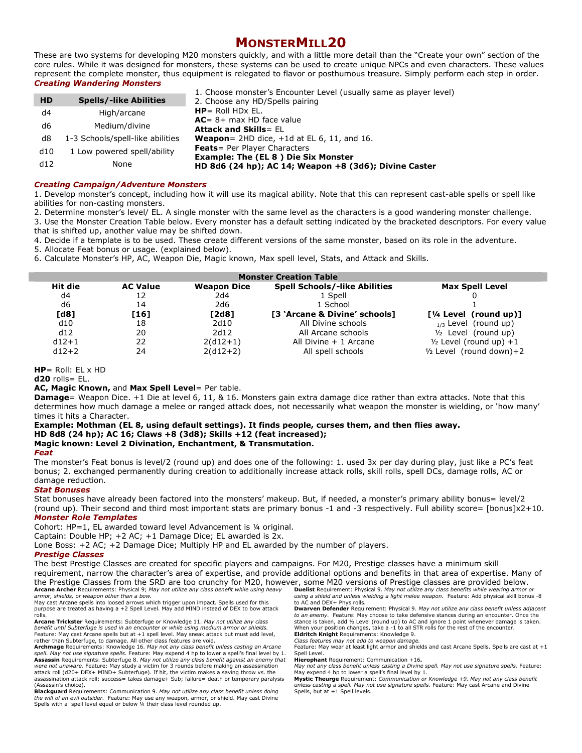# MonsterMill20

These are two systems for developing M20 monsters quickly, and with a little more detail than the "Create your own" section of the core rules. While it was designed for monsters, these systems can be used to create unique NPCs and even characters. These values represent the complete monster, thus equipment is relegated to flavor or posthumous treasure. Simply perform each step in order.

### *Creating Wandering Monsters*

| HD | Spells/-like Abilities |
|---|---|
| d4 | High/arcane |
| d6 | Medium/divine |
| d8 | 1-3 Schools/spell-like abilities |
| d10 | 1 Low powered spell/ability |
| d12 | None |

1. Choose monster's Encounter Level (usually same as player level)
2. Choose any HD/Spells pairing

**HP**= Roll HDx EL.
**AC**= 8+ max HD face value
**Attack and Skills**= EL
**Weapon**= 2HD dice, +1d at EL 6, 11, and 16.
**Feats**= Per Player Characters

**Example: The (EL 8 ) Die Six Monster**
**HD 8d6 (24 hp); AC 14; Weapon +8 (3d6); Divine Caster**

### *Creating Campaign/Adventure Monsters*

1. Develop monster's concept, including how it will use its magical ability. Note that this can represent cast-able spells or spell like abilities for non-casting monsters.
2. Determine monster's level/ EL. A single monster with the same level as the characters is a good wandering monster challenge.
3. Use the Monster Creation Table below. Every monster has a default setting indicated by the bracketed descriptors. For every value that is shifted up, another value may be shifted down.
4. Decide if a template is to be used. These create different versions of the same monster, based on its role in the adventure.
5. Allocate Feat bonus or usage. (explained below).
6. Calculate Monster's HP, AC, Weapon Die, Magic known, Max spell level, Stats, and Attack and Skills.

**Monster Creation Table**

| Hit die | AC Value | Weapon Dice | Spell Schools/-like Abilities | Max Spell Level |
|---|---|---|---|---|
| d4 | 12 | 2d4 | 1 Spell | 0 |
| d6 | 14 | 2d6 | 1 School | 1 |
| **[d8]** | **[16]** | **[2d8]** | **[3 'Arcane & Divine' schools]** | **[¼ Level (round up)]** |
| d10 | 18 | 2d10 | All Divine schools | ⅓ Level (round up) |
| d12 | 20 | 2d12 | All Arcane schools | ½ Level (round up) |
| d12+1 | 22 | 2(d12+1) | All Divine + 1 Arcane | ½ Level (round up) +1 |
| d12+2 | 24 | 2(d12+2) | All spell schools | ½ Level (round down)+2 |

**HP**= Roll: EL x HD
**d20** rolls= EL.
**AC, Magic Known,** and **Max Spell Level**= Per table.
**Damage**= Weapon Dice. +1 Die at level 6, 11, & 16. Monsters gain extra damage dice rather than extra attacks. Note that this determines how much damage a melee or ranged attack does, not necessarily what weapon the monster is wielding, or 'how many' times it hits a Character.

**Example: Mothman (EL 8, using default settings). It finds people, curses them, and then flies away.**
**HD 8d8 (24 hp); AC 16; Claws +8 (3d8); Skills +12 (feat increased);**
**Magic known: Level 2 Divination, Enchantment, & Transmutation.**

### *Feat*

The monster's Feat bonus is level/2 (round up) and does one of the following: 1. used 3x per day during play, just like a PC's feat bonus; 2. exchanged permanently during creation to additionally increase attack rolls, skill rolls, spell DCs, damage rolls, AC or damage reduction.

### *Stat Bonuses*

Stat bonuses have already been factored into the monsters' makeup. But, if needed, a monster's primary ability bonus= level/2 (round up). Their second and third most important stats are primary bonus -1 and -3 respectively. Full ability score= [bonus]x2+10.

### *Monster Role Templates*

Cohort: HP=1, EL awarded toward level Advancement is ¼ original.
Captain: Double HP; +2 AC; +1 Damage Dice; EL awarded is 2x.
Lone Boss: +2 AC; +2 Damage Dice; Multiply HP and EL awarded by the number of players.

### *Prestige Classes*

The best Prestige Classes are created for specific players and campaigns. For M20, Prestige classes have a minimum skill requirement, narrow the character's area of expertise, and provide additional options and benefits in that area of expertise. Many of the Prestige Classes from the SRD are too crunchy for M20, however, some M20 versions of Prestige classes are provided below.

**Arcane Archer** Requirements: Physical 9; *May not utilize any class benefit while using heavy armor, shields, or weapon other than a bow.*
May cast Arcane spells into loosed arrows which trigger upon impact. Spells used for this purpose are treated as having a +2 Spell Level. May add MIND instead of DEX to bow attack rolls.

**Arcane Trickster** Requirements: Subterfuge or Knowledge 11. *May not utilize any class benefit until Subterfuge is used in an encounter or while using medium armor or shields.*
Feature: May cast Arcane spells but at +1 spell level. May sneak attack but must add level, rather than Subterfuge, to damage. All other class features are void.

**Archmage** Requirements: Knowledge 16. *May not any class benefit unless casting an Arcane spell. May not use signature spells.* Feature: May expend 4 hp to lower a spell's final level by 1.

**Assassin** Requirements: Subterfuge 8. *May not utilize any class benefit against an enemy that were not unaware.* Feature: May study a victim for 3 rounds before making an assassination attack roll (d20+ DEX+ MIND+ Subterfuge). If hit, the victim makes a saving throw vs. the assassination attack roll: success= takes damage+ Sub; failure= death or temporary paralysis (Assassin's choice).

**Blackguard** Requirements: Communication 9. *May not utilize any class benefit unless doing the will of an evil outsider.* Feature: May use any weapon, armor, or shield. May cast Divine Spells with a spell level equal or below ¼ their class level rounded up.

**Duelist** Requirement: Physical 9. *May not utilize any class benefits while wearing armor or using a shield and unless wielding a light melee weapon.* Feature: Add physical skill bonus -8 to AC and DEX+ Phys rolls.

**Dwarven Defender** Requirement: Physical 9. *May not utilize any class benefit unless adjacent to an enemy.* Feature: May choose to take defensive stances during an encounter. Once the stance is taken, add ½ Level (round up) to AC and ignore 1 point whenever damage is taken. When your position changes, take a -1 to all STR rolls for the rest of the encounter.

**Eldritch Knight** Requirements: Knowledge 9.
*Class features may not add to weapon damage.*
Feature: May wear at least light armor and shields and cast Arcane Spells. Spells are cast at +1 Spell Level.

**Hierophant** Requirement: Communication +16**.**
*May not any class benefit unless casting a Divine spell. May not use signature spells.* Feature: May expend 4 hp to lower a spell's final level by 1.

**Mystic Theurge** Requirement: *Communication or Knowledge +9. May not any class benefit unless casting a spell. May not use signature spells.* Feature: May cast Arcane and Divine Spells, but at +1 Spell levels.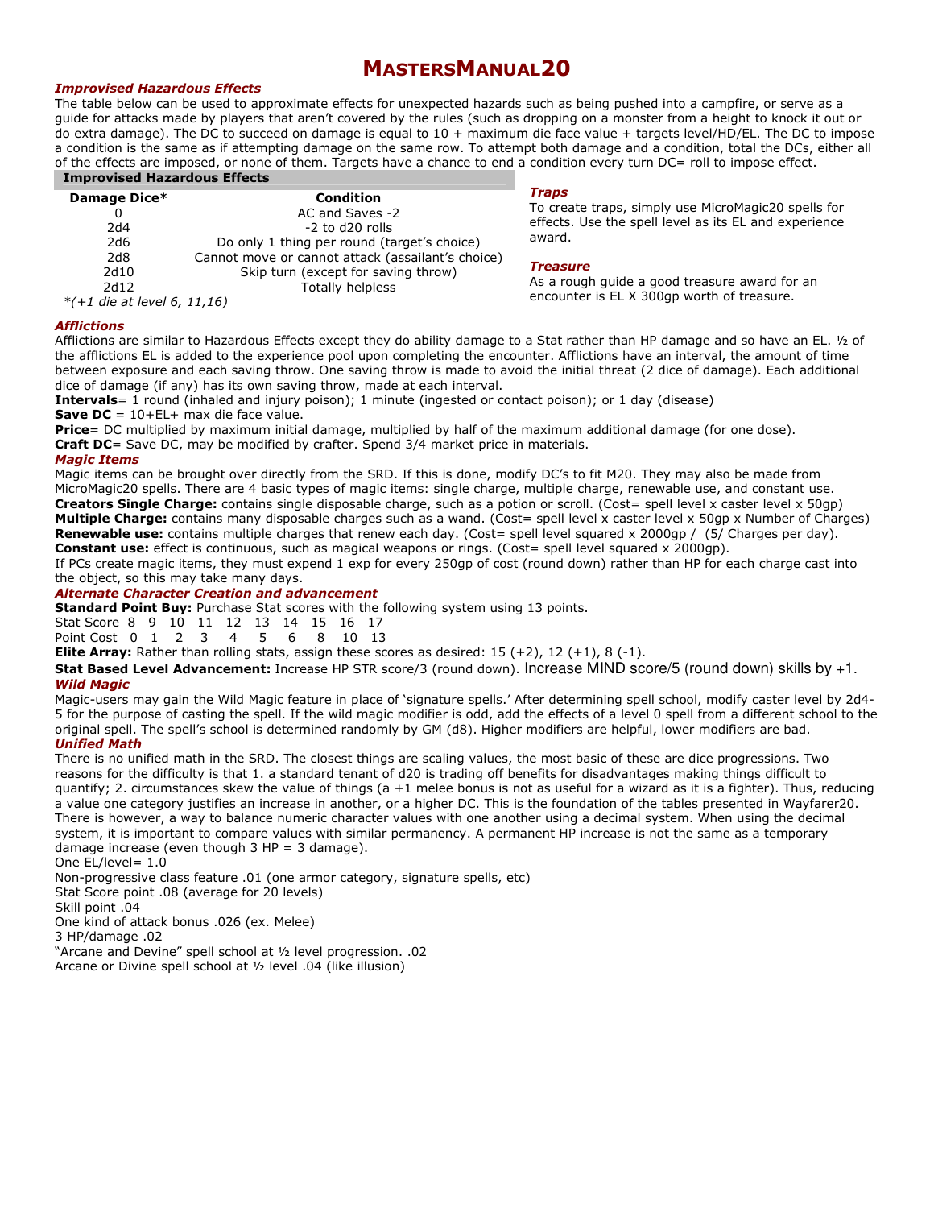# MastersManual20

### *Improvised Hazardous Effects*

The table below can be used to approximate effects for unexpected hazards such as being pushed into a campfire, or serve as a guide for attacks made by players that aren't covered by the rules (such as dropping on a monster from a height to knock it out or do extra damage). The DC to succeed on damage is equal to 10 + maximum die face value + targets level/HD/EL. The DC to impose a condition is the same as if attempting damage on the same row. To attempt both damage and a condition, total the DCs, either all of the effects are imposed, or none of them. Targets have a chance to end a condition every turn DC= roll to impose effect.

**Improvised Hazardous Effects**

| Damage Dice* | Condition |
|---|---|
| 0 | AC and Saves -2 |
| 2d4 | -2 to d20 rolls |
| 2d6 | Do only 1 thing per round (target's choice) |
| 2d8 | Cannot move or cannot attack (assailant's choice) |
| 2d10 | Skip turn (except for saving throw) |
| 2d12 | Totally helpless |

*\*(+1 die at level 6, 11,16)*

### *Traps*

To create traps, simply use MicroMagic20 spells for effects. Use the spell level as its EL and experience award.

### *Treasure*

As a rough guide a good treasure award for an encounter is EL X 300gp worth of treasure.

### *Afflictions*

Afflictions are similar to Hazardous Effects except they do ability damage to a Stat rather than HP damage and so have an EL. ½ of the afflictions EL is added to the experience pool upon completing the encounter. Afflictions have an interval, the amount of time between exposure and each saving throw. One saving throw is made to avoid the initial threat (2 dice of damage). Each additional dice of damage (if any) has its own saving throw, made at each interval.

**Intervals**= 1 round (inhaled and injury poison); 1 minute (ingested or contact poison); or 1 day (disease)

**Save DC** = 10+EL+ max die face value.

**Price**= DC multiplied by maximum initial damage, multiplied by half of the maximum additional damage (for one dose).

**Craft DC**= Save DC, may be modified by crafter. Spend 3/4 market price in materials.

### *Magic Items*

Magic items can be brought over directly from the SRD. If this is done, modify DC's to fit M20. They may also be made from MicroMagic20 spells. There are 4 basic types of magic items: single charge, multiple charge, renewable use, and constant use.

**Creators Single Charge:** contains single disposable charge, such as a potion or scroll. (Cost= spell level x caster level x 50gp)

**Multiple Charge:** contains many disposable charges such as a wand. (Cost= spell level x caster level x 50gp x Number of Charges)

**Renewable use:** contains multiple charges that renew each day. (Cost= spell level squared x 2000gp / (5/ Charges per day).

**Constant use:** effect is continuous, such as magical weapons or rings. (Cost= spell level squared x 2000gp).

If PCs create magic items, they must expend 1 exp for every 250gp of cost (round down) rather than HP for each charge cast into the object, so this may take many days.

### *Alternate Character Creation and advancement*

**Standard Point Buy:** Purchase Stat scores with the following system using 13 points.

| Stat Score | 8 | 9 | 10 | 11 | 12 | 13 | 14 | 15 | 16 | 17 |
|---|---|---|---|---|---|---|---|---|---|---|
| Point Cost | 0 | 1 | 2 | 3 | 4 | 5 | 6 | 8 | 10 | 13 |

**Elite Array:** Rather than rolling stats, assign these scores as desired: 15 (+2), 12 (+1), 8 (-1).

**Stat Based Level Advancement:** Increase HP STR score/3 (round down). Increase MIND score/5 (round down) skills by +1.

### *Wild Magic*

Magic-users may gain the Wild Magic feature in place of 'signature spells.' After determining spell school, modify caster level by 2d4-5 for the purpose of casting the spell. If the wild magic modifier is odd, add the effects of a level 0 spell from a different school to the original spell. The spell's school is determined randomly by GM (d8). Higher modifiers are helpful, lower modifiers are bad.

### *Unified Math*

There is no unified math in the SRD. The closest things are scaling values, the most basic of these are dice progressions. Two reasons for the difficulty is that 1. a standard tenant of d20 is trading off benefits for disadvantages making things difficult to quantify; 2. circumstances skew the value of things (a +1 melee bonus is not as useful for a wizard as it is a fighter). Thus, reducing a value one category justifies an increase in another, or a higher DC. This is the foundation of the tables presented in Wayfarer20. There is however, a way to balance numeric character values with one another using a decimal system. When using the decimal system, it is important to compare values with similar permanency. A permanent HP increase is not the same as a temporary damage increase (even though 3 HP = 3 damage).

One EL/level= 1.0
Non-progressive class feature .01 (one armor category, signature spells, etc)
Stat Score point .08 (average for 20 levels)
Skill point .04
One kind of attack bonus .026 (ex. Melee)
3 HP/damage .02
"Arcane and Devine" spell school at ½ level progression. .02
Arcane or Divine spell school at ½ level .04 (like illusion)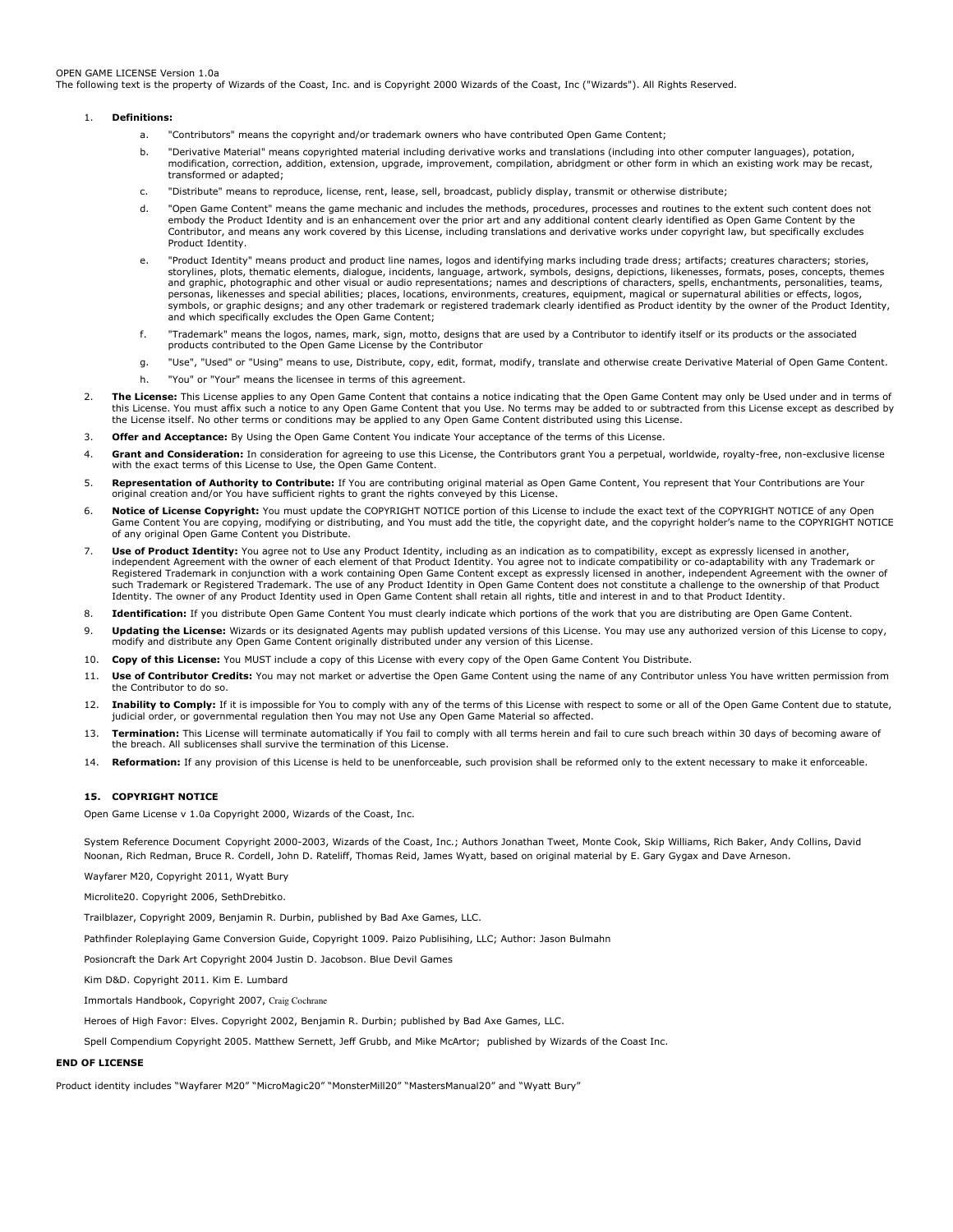OPEN GAME LICENSE Version 1.0a

The following text is the property of Wizards of the Coast, Inc. and is Copyright 2000 Wizards of the Coast, Inc ("Wizards"). All Rights Reserved.

1. **Definitions:**
    a. "Contributors" means the copyright and/or trademark owners who have contributed Open Game Content;
    b. "Derivative Material" means copyrighted material including derivative works and translations (including into other computer languages), potation, modification, correction, addition, extension, upgrade, improvement, compilation, abridgment or other form in which an existing work may be recast, transformed or adapted;
    c. "Distribute" means to reproduce, license, rent, lease, sell, broadcast, publicly display, transmit or otherwise distribute;
    d. "Open Game Content" means the game mechanic and includes the methods, procedures, processes and routines to the extent such content does not embody the Product Identity and is an enhancement over the prior art and any additional content clearly identified as Open Game Content by the Contributor, and means any work covered by this License, including translations and derivative works under copyright law, but specifically excludes Product Identity.
    e. "Product Identity" means product and product line names, logos and identifying marks including trade dress; artifacts; creatures characters; stories, storylines, plots, thematic elements, dialogue, incidents, language, artwork, symbols, designs, depictions, likenesses, formats, poses, concepts, themes and graphic, photographic and other visual or audio representations; names and descriptions of characters, spells, enchantments, personalities, teams, personas, likenesses and special abilities; places, locations, environments, creatures, equipment, magical or supernatural abilities or effects, logos, symbols, or graphic designs; and any other trademark or registered trademark clearly identified as Product identity by the owner of the Product Identity, and which specifically excludes the Open Game Content;
    f. "Trademark" means the logos, names, mark, sign, motto, designs that are used by a Contributor to identify itself or its products or the associated products contributed to the Open Game License by the Contributor
    g. "Use", "Used" or "Using" means to use, Distribute, copy, edit, format, modify, translate and otherwise create Derivative Material of Open Game Content.
    h. "You" or "Your" means the licensee in terms of this agreement.
2. **The License:** This License applies to any Open Game Content that contains a notice indicating that the Open Game Content may only be Used under and in terms of this License. You must affix such a notice to any Open Game Content that you Use. No terms may be added to or subtracted from this License except as described by the License itself. No other terms or conditions may be applied to any Open Game Content distributed using this License.
3. **Offer and Acceptance:** By Using the Open Game Content You indicate Your acceptance of the terms of this License.
4. **Grant and Consideration:** In consideration for agreeing to use this License, the Contributors grant You a perpetual, worldwide, royalty-free, non-exclusive license with the exact terms of this License to Use, the Open Game Content.
5. **Representation of Authority to Contribute:** If You are contributing original material as Open Game Content, You represent that Your Contributions are Your original creation and/or You have sufficient rights to grant the rights conveyed by this License.
6. **Notice of License Copyright:** You must update the COPYRIGHT NOTICE portion of this License to include the exact text of the COPYRIGHT NOTICE of any Open Game Content You are copying, modifying or distributing, and You must add the title, the copyright date, and the copyright holder's name to the COPYRIGHT NOTICE of any original Open Game Content you Distribute.
7. **Use of Product Identity:** You agree not to Use any Product Identity, including as an indication as to compatibility, except as expressly licensed in another, independent Agreement with the owner of each element of that Product Identity. You agree not to indicate compatibility or co-adaptability with any Trademark or Registered Trademark in conjunction with a work containing Open Game Content except as expressly licensed in another, independent Agreement with the owner of such Trademark or Registered Trademark. The use of any Product Identity in Open Game Content does not constitute a challenge to the ownership of that Product Identity. The owner of any Product Identity used in Open Game Content shall retain all rights, title and interest in and to that Product Identity.
8. **Identification:** If you distribute Open Game Content You must clearly indicate which portions of the work that you are distributing are Open Game Content.
9. **Updating the License:** Wizards or its designated Agents may publish updated versions of this License. You may use any authorized version of this License to copy, modify and distribute any Open Game Content originally distributed under any version of this License.
10. **Copy of this License:** You MUST include a copy of this License with every copy of the Open Game Content You Distribute.
11. **Use of Contributor Credits:** You may not market or advertise the Open Game Content using the name of any Contributor unless You have written permission from the Contributor to do so.
12. **Inability to Comply:** If it is impossible for You to comply with any of the terms of this License with respect to some or all of the Open Game Content due to statute, judicial order, or governmental regulation then You may not Use any Open Game Material so affected.
13. **Termination:** This License will terminate automatically if You fail to comply with all terms herein and fail to cure such breach within 30 days of becoming aware of the breach. All sublicenses shall survive the termination of this License.
14. **Reformation:** If any provision of this License is held to be unenforceable, such provision shall be reformed only to the extent necessary to make it enforceable.

**15. COPYRIGHT NOTICE**

Open Game License v 1.0a Copyright 2000, Wizards of the Coast, Inc.

System Reference Document Copyright 2000-2003, Wizards of the Coast, Inc.; Authors Jonathan Tweet, Monte Cook, Skip Williams, Rich Baker, Andy Collins, David Noonan, Rich Redman, Bruce R. Cordell, John D. Rateliff, Thomas Reid, James Wyatt, based on original material by E. Gary Gygax and Dave Arneson.

Wayfarer M20, Copyright 2011, Wyatt Bury

Microlite20. Copyright 2006, SethDrebitko.

Trailblazer, Copyright 2009, Benjamin R. Durbin, published by Bad Axe Games, LLC.

Pathfinder Roleplaying Game Conversion Guide, Copyright 1009. Paizo Publisihing, LLC; Author: Jason Bulmahn

Posioncraft the Dark Art Copyright 2004 Justin D. Jacobson. Blue Devil Games

Kim D&D. Copyright 2011. Kim E. Lumbard

Immortals Handbook, Copyright 2007, Craig Cochrane

Heroes of High Favor: Elves. Copyright 2002, Benjamin R. Durbin; published by Bad Axe Games, LLC.

Spell Compendium Copyright 2005. Matthew Sernett, Jeff Grubb, and Mike McArtor; published by Wizards of the Coast Inc.

**END OF LICENSE**

Product identity includes "Wayfarer M20" "MicroMagic20" "MonsterMill20" "MastersManual20" and "Wyatt Bury"